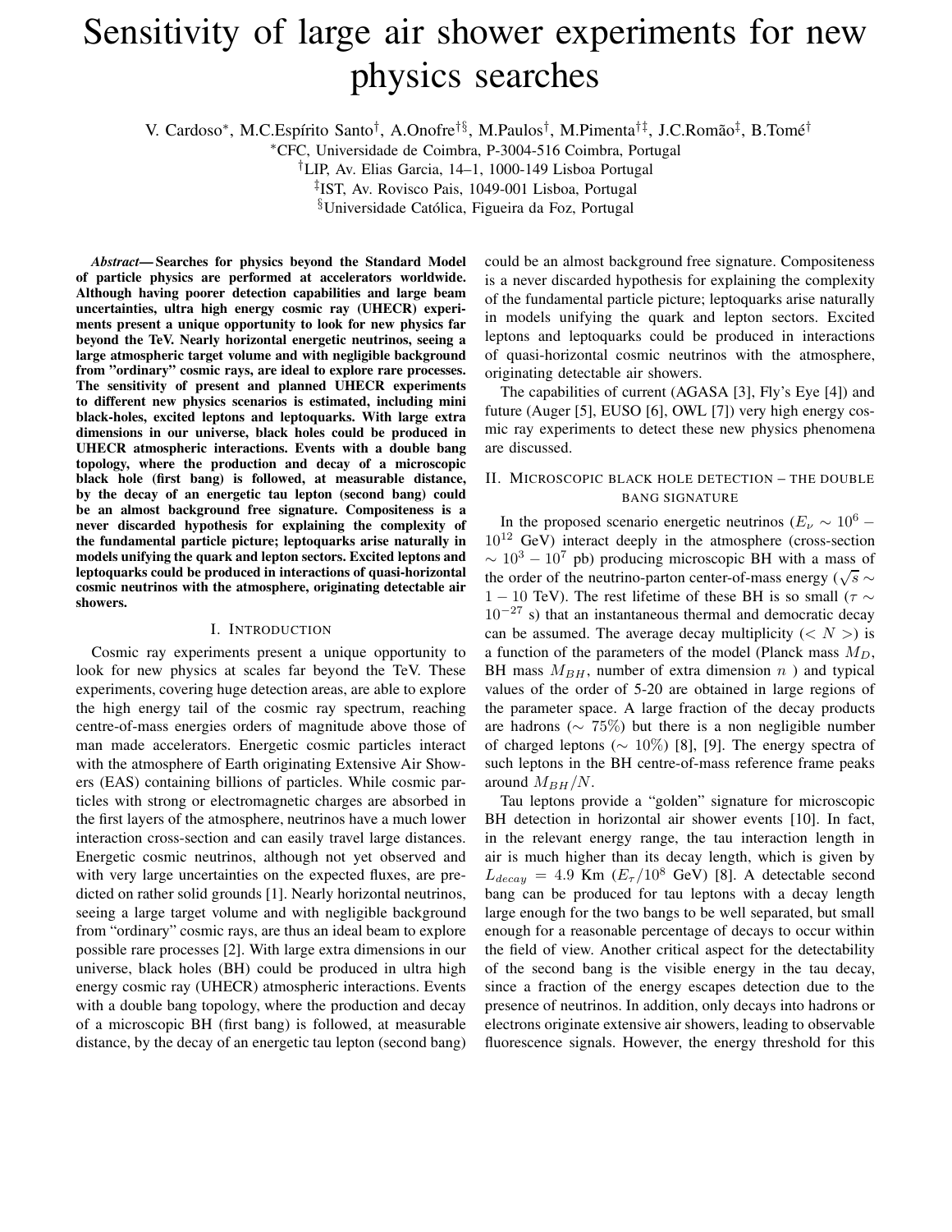# Sensitivity of large air shower experiments for new physics searches

V. Cardoso*, M.C.Espírito Santo†, A.Onofre†§, M.Paulos†, M.Pimenta†‡, J.C.Romão‡, B.Tomé†

*CFC, Universidade de Coimbra, P-3004-516 Coimbra, Portugal

†LIP, Av. Elias Garcia, 14–1, 1000-149 Lisboa Portugal

‡IST, Av. Rovisco Pais, 1049-001 Lisboa, Portugal

§Universidade Católica, Figueira da Foz, Portugal

***Abstract*— Searches for physics beyond the Standard Model of particle physics are performed at accelerators worldwide. Although having poorer detection capabilities and large beam uncertainties, ultra high energy cosmic ray (UHECR) experiments present a unique opportunity to look for new physics far beyond the TeV. Nearly horizontal energetic neutrinos, seeing a large atmospheric target volume and with negligible background from "ordinary" cosmic rays, are ideal to explore rare processes. The sensitivity of present and planned UHECR experiments to different new physics scenarios is estimated, including mini black-holes, excited leptons and leptoquarks. With large extra dimensions in our universe, black holes could be produced in UHECR atmospheric interactions. Events with a double bang topology, where the production and decay of a microscopic black hole (first bang) is followed, at measurable distance, by the decay of an energetic tau lepton (second bang) could be an almost background free signature. Compositeness is a never discarded hypothesis for explaining the complexity of the fundamental particle picture; leptoquarks arise naturally in models unifying the quark and lepton sectors. Excited leptons and leptoquarks could be produced in interactions of quasi-horizontal cosmic neutrinos with the atmosphere, originating detectable air showers.**

## I. Introduction

Cosmic ray experiments present a unique opportunity to look for new physics at scales far beyond the TeV. These experiments, covering huge detection areas, are able to explore the high energy tail of the cosmic ray spectrum, reaching centre-of-mass energies orders of magnitude above those of man made accelerators. Energetic cosmic particles interact with the atmosphere of Earth originating Extensive Air Showers (EAS) containing billions of particles. While cosmic particles with strong or electromagnetic charges are absorbed in the first layers of the atmosphere, neutrinos have a much lower interaction cross-section and can easily travel large distances. Energetic cosmic neutrinos, although not yet observed and with very large uncertainties on the expected fluxes, are predicted on rather solid grounds [1]. Nearly horizontal neutrinos, seeing a large target volume and with negligible background from "ordinary" cosmic rays, are thus an ideal beam to explore possible rare processes [2]. With large extra dimensions in our universe, black holes (BH) could be produced in ultra high energy cosmic ray (UHECR) atmospheric interactions. Events with a double bang topology, where the production and decay of a microscopic BH (first bang) is followed, at measurable distance, by the decay of an energetic tau lepton (second bang) could be an almost background free signature. Compositeness is a never discarded hypothesis for explaining the complexity of the fundamental particle picture; leptoquarks arise naturally in models unifying the quark and lepton sectors. Excited leptons and leptoquarks could be produced in interactions of quasi-horizontal cosmic neutrinos with the atmosphere, originating detectable air showers.

The capabilities of current (AGASA [3], Fly's Eye [4]) and future (Auger [5], EUSO [6], OWL [7]) very high energy cosmic ray experiments to detect these new physics phenomena are discussed.

## II. Microscopic black hole detection – the double bang signature

In the proposed scenario energetic neutrinos ($E_\nu \sim 10^6 - 10^{12}$ GeV) interact deeply in the atmosphere (cross-section $\sim 10^3 - 10^7$ pb) producing microscopic BH with a mass of the order of the neutrino-parton center-of-mass energy ($\sqrt{s} \sim 1 - 10$ TeV). The rest lifetime of these BH is so small ($\tau \sim 10^{-27}$ s) that an instantaneous thermal and democratic decay can be assumed. The average decay multiplicity ($< N >$) is a function of the parameters of the model (Planck mass $M_D$, BH mass $M_{BH}$, number of extra dimension $n$ ) and typical values of the order of 5-20 are obtained in large regions of the parameter space. A large fraction of the decay products are hadrons ($\sim 75\%$) but there is a non negligible number of charged leptons ($\sim 10\%$) [8], [9]. The energy spectra of such leptons in the BH centre-of-mass reference frame peaks around $M_{BH}/N$.

Tau leptons provide a "golden" signature for microscopic BH detection in horizontal air shower events [10]. In fact, in the relevant energy range, the tau interaction length in air is much higher than its decay length, which is given by $L_{decay} = 4.9$ Km $(E_\tau/10^8$ GeV$)$ [8]. A detectable second bang can be produced for tau leptons with a decay length large enough for the two bangs to be well separated, but small enough for a reasonable percentage of decays to occur within the field of view. Another critical aspect for the detectability of the second bang is the visible energy in the tau decay, since a fraction of the energy escapes detection due to the presence of neutrinos. In addition, only decays into hadrons or electrons originate extensive air showers, leading to observable fluorescence signals. However, the energy threshold for this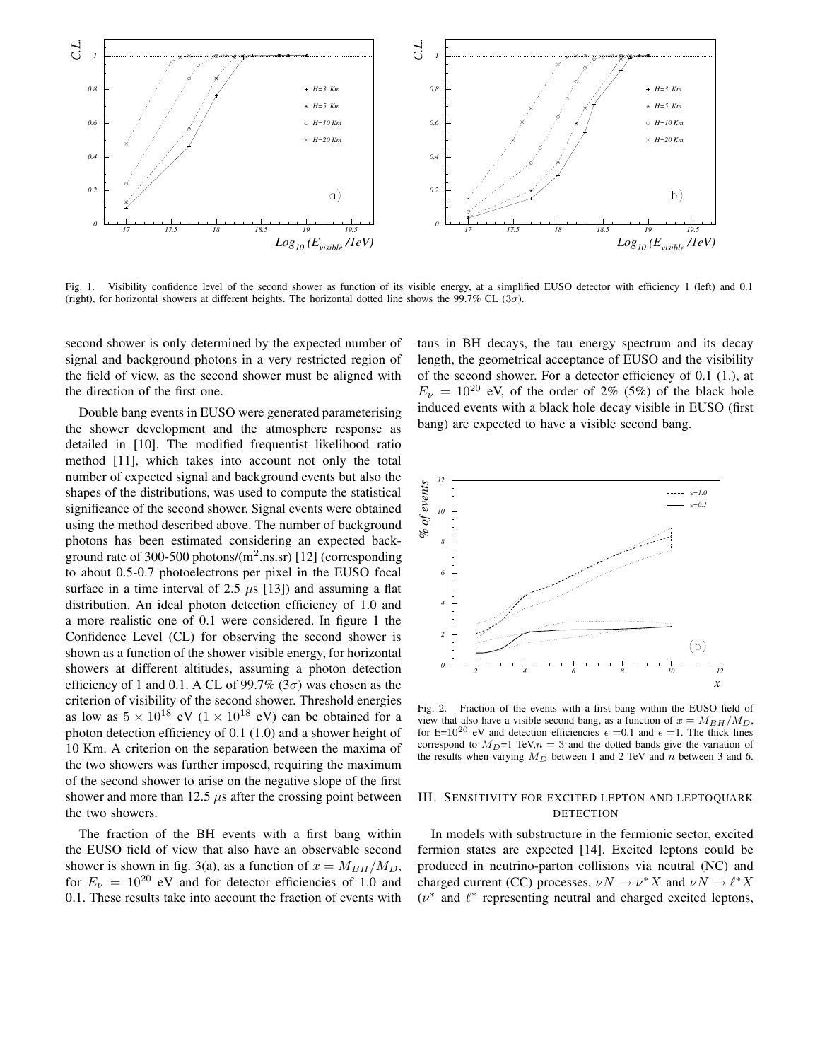Fig. 1. Visibility confidence level of the second shower as function of its visible energy, at a simplified EUSO detector with efficiency 1 (left) and 0.1 (right), for horizontal showers at different heights. The horizontal dotted line shows the 99.7% CL ($3\sigma$).

second shower is only determined by the expected number of signal and background photons in a very restricted region of the field of view, as the second shower must be aligned with the direction of the first one.

Double bang events in EUSO were generated parameterising the shower development and the atmosphere response as detailed in [10]. The modified frequentist likelihood ratio method [11], which takes into account not only the total number of expected signal and background events but also the shapes of the distributions, was used to compute the statistical significance of the second shower. Signal events were obtained using the method described above. The number of background photons has been estimated considering an expected background rate of 300-500 photons/($m^2$.ns.sr) [12] (corresponding to about 0.5-0.7 photoelectrons per pixel in the EUSO focal surface in a time interval of 2.5 $\mu$s [13]) and assuming a flat distribution. An ideal photon detection efficiency of 1.0 and a more realistic one of 0.1 were considered. In figure 1 the Confidence Level (CL) for observing the second shower is shown as a function of the shower visible energy, for horizontal showers at different altitudes, assuming a photon detection efficiency of 1 and 0.1. A CL of 99.7% ($3\sigma$) was chosen as the criterion of visibility of the second shower. Threshold energies as low as $5 \times 10^{18}$ eV ($1 \times 10^{18}$ eV) can be obtained for a photon detection efficiency of 0.1 (1.0) and a shower height of 10 Km. A criterion on the separation between the maxima of the two showers was further imposed, requiring the maximum of the second shower to arise on the negative slope of the first shower and more than 12.5 $\mu$s after the crossing point between the two showers.

The fraction of the BH events with a first bang within the EUSO field of view that also have an observable second shower is shown in fig. 3(a), as a function of $x = M_{BH}/M_D$, for $E_\nu = 10^{20}$ eV and for detector efficiencies of 1.0 and 0.1. These results take into account the fraction of events with taus in BH decays, the tau energy spectrum and its decay length, the geometrical acceptance of EUSO and the visibility of the second shower. For a detector efficiency of 0.1 (1.), at $E_\nu = 10^{20}$ eV, of the order of 2% (5%) of the black hole induced events with a black hole decay visible in EUSO (first bang) are expected to have a visible second bang.

Fig. 2. Fraction of the events with a first bang within the EUSO field of view that also have a visible second bang, as a function of $x = M_{BH}/M_D$, for E=$10^{20}$ eV and detection efficiencies $\epsilon$ =0.1 and $\epsilon$ =1. The thick lines correspond to $M_D$=1 TeV,$n = 3$ and the dotted bands give the variation of the results when varying $M_D$ between 1 and 2 TeV and $n$ between 3 and 6.

## III. Sensitivity for excited lepton and leptoquark detection

In models with substructure in the fermionic sector, excited fermion states are expected [14]. Excited leptons could be produced in neutrino-parton collisions via neutral (NC) and charged current (CC) processes, $\nu N \to \nu^* X$ and $\nu N \to \ell^* X$ ($\nu^*$ and $\ell^*$ representing neutral and charged excited leptons,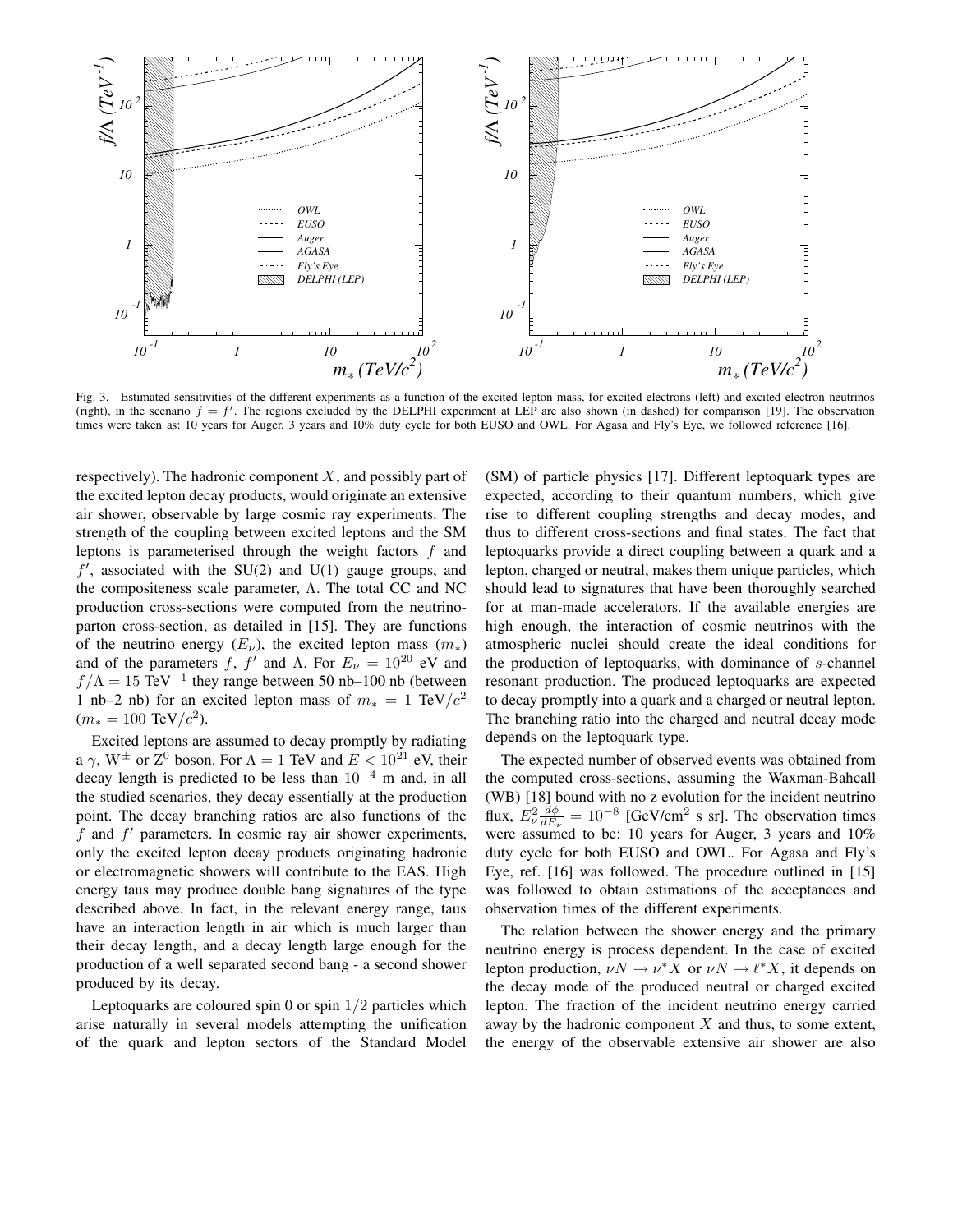Fig. 3. Estimated sensitivities of the different experiments as a function of the excited lepton mass, for excited electrons (left) and excited electron neutrinos (right), in the scenario $f = f'$. The regions excluded by the DELPHI experiment at LEP are also shown (in dashed) for comparison [19]. The observation times were taken as: 10 years for Auger, 3 years and 10% duty cycle for both EUSO and OWL. For Agasa and Fly's Eye, we followed reference [16].

respectively). The hadronic component $X$, and possibly part of the excited lepton decay products, would originate an extensive air shower, observable by large cosmic ray experiments. The strength of the coupling between excited leptons and the SM leptons is parameterised through the weight factors $f$ and $f'$, associated with the SU(2) and U(1) gauge groups, and the compositeness scale parameter, $\Lambda$. The total CC and NC production cross-sections were computed from the neutrino-parton cross-section, as detailed in [15]. They are functions of the neutrino energy ($E_\nu$), the excited lepton mass ($m_*$) and of the parameters $f$, $f'$ and $\Lambda$. For $E_\nu = 10^{20}$ eV and $f/\Lambda = 15$ TeV$^{-1}$ they range between 50 nb–100 nb (between 1 nb–2 nb) for an excited lepton mass of $m_* = 1$ TeV/$c^2$ ($m_* = 100$ TeV/$c^2$).

Excited leptons are assumed to decay promptly by radiating a $\gamma$, $W^\pm$ or $Z^0$ boson. For $\Lambda = 1$ TeV and $E < 10^{21}$ eV, their decay length is predicted to be less than $10^{-4}$ m and, in all the studied scenarios, they decay essentially at the production point. The decay branching ratios are also functions of the $f$ and $f'$ parameters. In cosmic ray air shower experiments, only the excited lepton decay products originating hadronic or electromagnetic showers will contribute to the EAS. High energy taus may produce double bang signatures of the type described above. In fact, in the relevant energy range, taus have an interaction length in air which is much larger than their decay length, and a decay length large enough for the production of a well separated second bang - a second shower produced by its decay.

Leptoquarks are coloured spin 0 or spin $1/2$ particles which arise naturally in several models attempting the unification of the quark and lepton sectors of the Standard Model (SM) of particle physics [17]. Different leptoquark types are expected, according to their quantum numbers, which give rise to different coupling strengths and decay modes, and thus to different cross-sections and final states. The fact that leptoquarks provide a direct coupling between a quark and a lepton, charged or neutral, makes them unique particles, which should lead to signatures that have been thoroughly searched for at man-made accelerators. If the available energies are high enough, the interaction of cosmic neutrinos with the atmospheric nuclei should create the ideal conditions for the production of leptoquarks, with dominance of $s$-channel resonant production. The produced leptoquarks are expected to decay promptly into a quark and a charged or neutral lepton. The branching ratio into the charged and neutral decay mode depends on the leptoquark type.

The expected number of observed events was obtained from the computed cross-sections, assuming the Waxman-Bahcall (WB) [18] bound with no z evolution for the incident neutrino flux, $E_\nu^2 \frac{d\phi}{dE_\nu} = 10^{-8}$ [GeV/cm$^2$ s sr]. The observation times were assumed to be: 10 years for Auger, 3 years and 10% duty cycle for both EUSO and OWL. For Agasa and Fly's Eye, ref. [16] was followed. The procedure outlined in [15] was followed to obtain estimations of the acceptances and observation times of the different experiments.

The relation between the shower energy and the primary neutrino energy is process dependent. In the case of excited lepton production, $\nu N \to \nu^* X$ or $\nu N \to \ell^* X$, it depends on the decay mode of the produced neutral or charged excited lepton. The fraction of the incident neutrino energy carried away by the hadronic component $X$ and thus, to some extent, the energy of the observable extensive air shower are also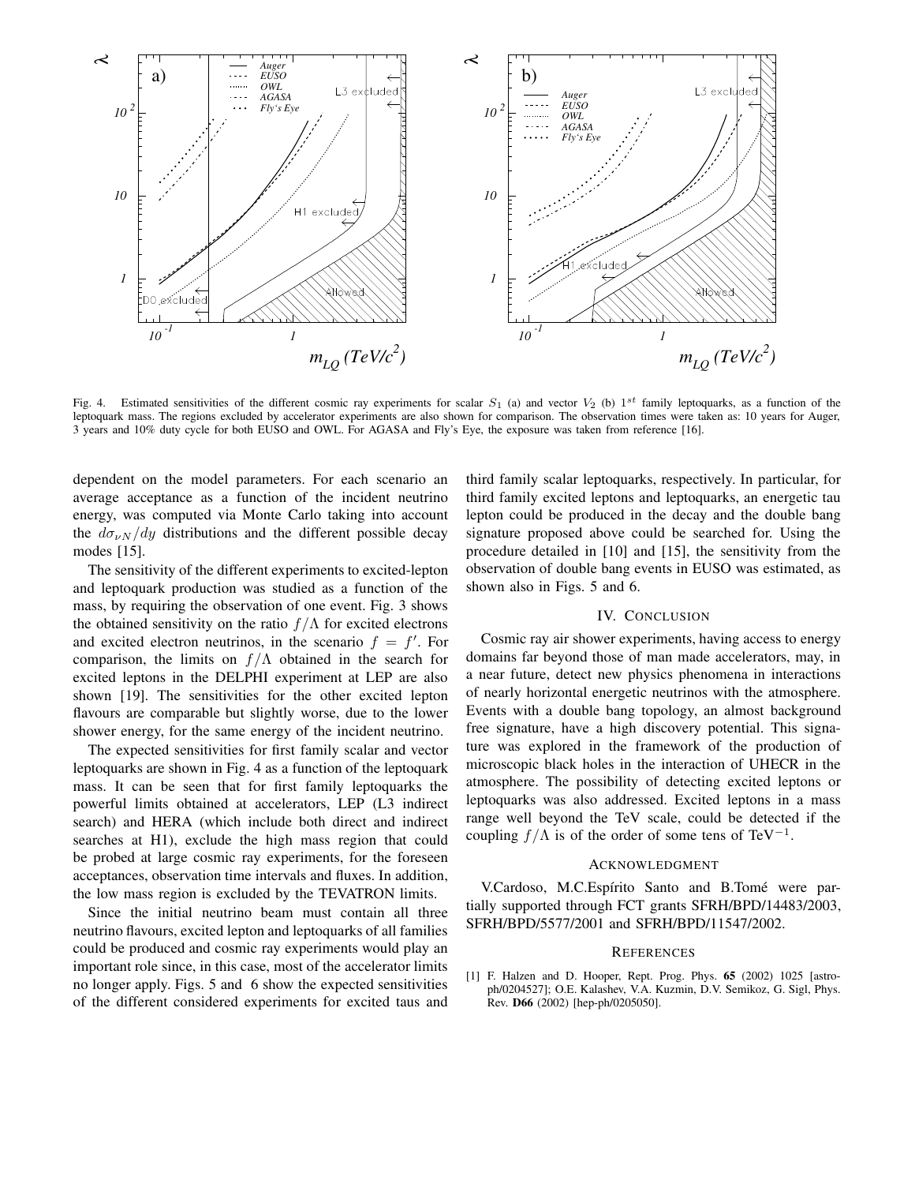Fig. 4. Estimated sensitivities of the different cosmic ray experiments for scalar $S_1$ (a) and vector $V_2$ (b) $1^{st}$ family leptoquarks, as a function of the leptoquark mass. The regions excluded by accelerator experiments are also shown for comparison. The observation times were taken as: 10 years for Auger, 3 years and 10% duty cycle for both EUSO and OWL. For AGASA and Fly's Eye, the exposure was taken from reference [16].

dependent on the model parameters. For each scenario an average acceptance as a function of the incident neutrino energy, was computed via Monte Carlo taking into account the $d\sigma_{\nu N}/dy$ distributions and the different possible decay modes [15].

The sensitivity of the different experiments to excited-lepton and leptoquark production was studied as a function of the mass, by requiring the observation of one event. Fig. 3 shows the obtained sensitivity on the ratio $f/\Lambda$ for excited electrons and excited electron neutrinos, in the scenario $f = f'$. For comparison, the limits on $f/\Lambda$ obtained in the search for excited leptons in the DELPHI experiment at LEP are also shown [19]. The sensitivities for the other excited lepton flavours are comparable but slightly worse, due to the lower shower energy, for the same energy of the incident neutrino.

The expected sensitivities for first family scalar and vector leptoquarks are shown in Fig. 4 as a function of the leptoquark mass. It can be seen that for first family leptoquarks the powerful limits obtained at accelerators, LEP (L3 indirect search) and HERA (which include both direct and indirect searches at H1), exclude the high mass region that could be probed at large cosmic ray experiments, for the foreseen acceptances, observation time intervals and fluxes. In addition, the low mass region is excluded by the TEVATRON limits.

Since the initial neutrino beam must contain all three neutrino flavours, excited lepton and leptoquarks of all families could be produced and cosmic ray experiments would play an important role since, in this case, most of the accelerator limits no longer apply. Figs. 5 and 6 show the expected sensitivities of the different considered experiments for excited taus and third family scalar leptoquarks, respectively. In particular, for third family excited leptons and leptoquarks, an energetic tau lepton could be produced in the decay and the double bang signature proposed above could be searched for. Using the procedure detailed in [10] and [15], the sensitivity from the observation of double bang events in EUSO was estimated, as shown also in Figs. 5 and 6.

## IV. Conclusion

Cosmic ray air shower experiments, having access to energy domains far beyond those of man made accelerators, may, in a near future, detect new physics phenomena in interactions of nearly horizontal energetic neutrinos with the atmosphere. Events with a double bang topology, an almost background free signature, have a high discovery potential. This signature was explored in the framework of the production of microscopic black holes in the interaction of UHECR in the atmosphere. The possibility of detecting excited leptons or leptoquarks was also addressed. Excited leptons in a mass range well beyond the TeV scale, could be detected if the coupling $f/\Lambda$ is of the order of some tens of TeV$^{-1}$.

## Acknowledgment

V.Cardoso, M.C.Espírito Santo and B.Tomé were partially supported through FCT grants SFRH/BPD/14483/2003, SFRH/BPD/5577/2001 and SFRH/BPD/11547/2002.

## References

[1] F. Halzen and D. Hooper, Rept. Prog. Phys. **65** (2002) 1025 [astro-ph/0204527]; O.E. Kalashev, V.A. Kuzmin, D.V. Semikoz, G. Sigl, Phys. Rev. **D66** (2002) [hep-ph/0205050].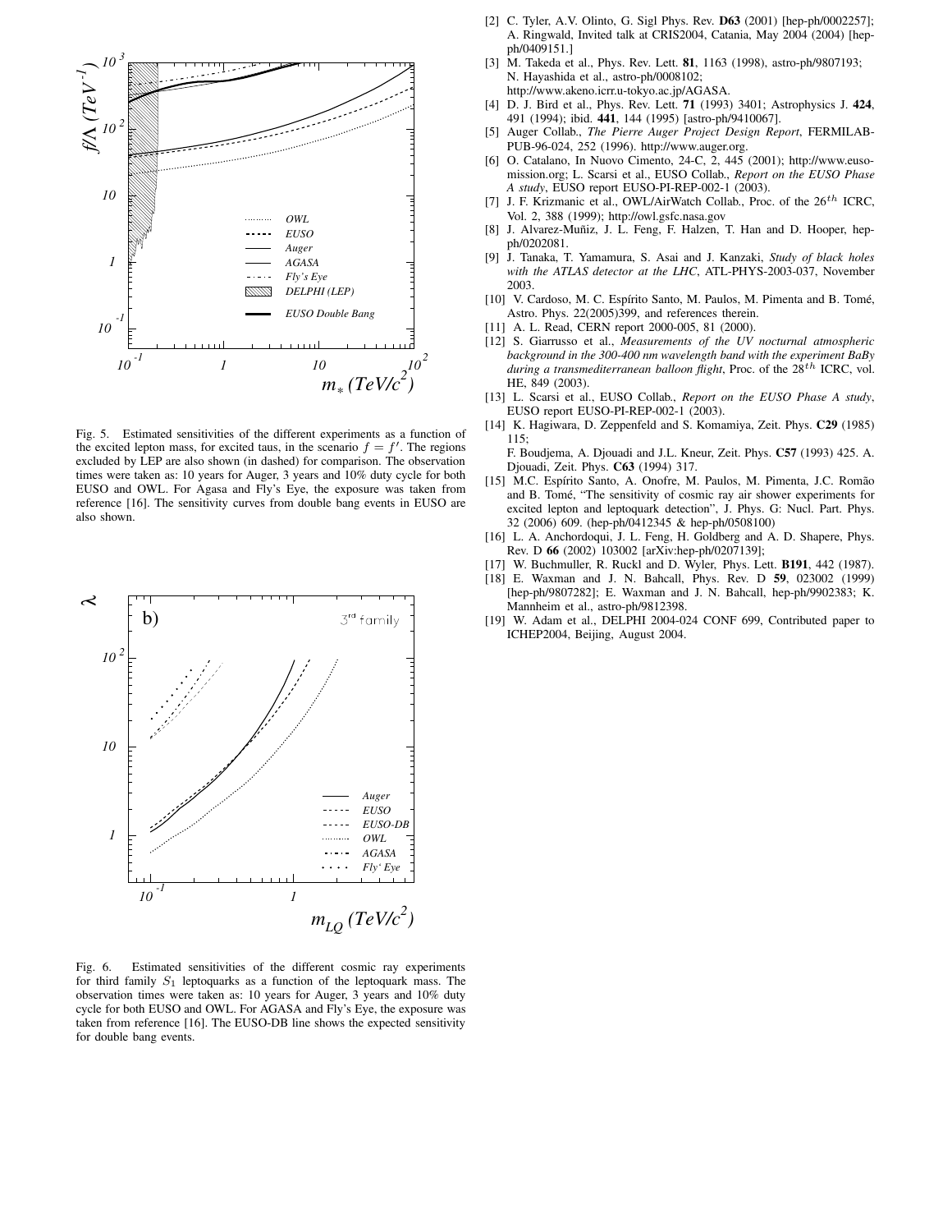$f/\Lambda\ (TeV^{-1})$

$10^{3}$

$10^{2}$

10

1

$10^{-1}$

$10^{-1}$ 1 10 $10^{2}$

$m_*\ (TeV/c^2)$

OWL
EUSO
Auger
AGASA
Fly's Eye
DELPHI (LEP)
EUSO Double Bang

Fig. 5. Estimated sensitivities of the different experiments as a function of the excited lepton mass, for excited taus, in the scenario $f = f'$. The regions excluded by LEP are also shown (in dashed) for comparison. The observation times were taken as: 10 years for Auger, 3 years and 10% duty cycle for both EUSO and OWL. For Agasa and Fly's Eye, the exposure was taken from reference [16]. The sensitivity curves from double bang events in EUSO are also shown.

$\lambda$

b)

$3^{rd}$ family

$10^{2}$

10

1

$10^{-1}$ 1

$m_{LQ}\ (TeV/c^2)$

Auger
EUSO
EUSO-DB
OWL
AGASA
Fly' Eye

Fig. 6. Estimated sensitivities of the different cosmic ray experiments for third family $S_1$ leptoquarks as a function of the leptoquark mass. The observation times were taken as: 10 years for Auger, 3 years and 10% duty cycle for both EUSO and OWL. For AGASA and Fly's Eye, the exposure was taken from reference [16]. The EUSO-DB line shows the expected sensitivity for double bang events.

[2] C. Tyler, A.V. Olinto, G. Sigl Phys. Rev. **D63** (2001) [hep-ph/0002257]; A. Ringwald, Invited talk at CRIS2004, Catania, May 2004 (2004) [hep-ph/0409151.]

[3] M. Takeda et al., Phys. Rev. Lett. **81**, 1163 (1998), astro-ph/9807193; N. Hayashida et al., astro-ph/0008102; http://www.akeno.icrr.u-tokyo.ac.jp/AGASA.

[4] D. J. Bird et al., Phys. Rev. Lett. **71** (1993) 3401; Astrophysics J. **424**, 491 (1994); ibid. **441**, 144 (1995) [astro-ph/9410067].

[5] Auger Collab., *The Pierre Auger Project Design Report*, FERMILAB-PUB-96-024, 252 (1996). http://www.auger.org.

[6] O. Catalano, In Nuovo Cimento, 24-C, 2, 445 (2001); http://www.euso-mission.org; L. Scarsi et al., EUSO Collab., *Report on the EUSO Phase A study*, EUSO report EUSO-PI-REP-002-1 (2003).

[7] J. F. Krizmanic et al., OWL/AirWatch Collab., Proc. of the $26^{th}$ ICRC, Vol. 2, 388 (1999); http://owl.gsfc.nasa.gov

[8] J. Alvarez-Muñiz, J. L. Feng, F. Halzen, T. Han and D. Hooper, hep-ph/0202081.

[9] J. Tanaka, T. Yamamura, S. Asai and J. Kanzaki, *Study of black holes with the ATLAS detector at the LHC*, ATL-PHYS-2003-037, November 2003.

[10] V. Cardoso, M. C. Espírito Santo, M. Paulos, M. Pimenta and B. Tomé, Astro. Phys. 22(2005)399, and references therein.

[11] A. L. Read, CERN report 2000-005, 81 (2000).

[12] S. Giarrusso et al., *Measurements of the UV nocturnal atmospheric background in the 300-400 nm wavelength band with the experiment BaBy during a transmediterranean balloon flight*, Proc. of the $28^{th}$ ICRC, vol. HE, 849 (2003).

[13] L. Scarsi et al., EUSO Collab., *Report on the EUSO Phase A study*, EUSO report EUSO-PI-REP-002-1 (2003).

[14] K. Hagiwara, D. Zeppenfeld and S. Komamiya, Zeit. Phys. **C29** (1985) 115;
F. Boudjema, A. Djouadi and J.L. Kneur, Zeit. Phys. **C57** (1993) 425. A. Djouadi, Zeit. Phys. **C63** (1994) 317.

[15] M.C. Espírito Santo, A. Onofre, M. Paulos, M. Pimenta, J.C. Romão and B. Tomé, "The sensitivity of cosmic ray air shower experiments for excited lepton and leptoquark detection", J. Phys. G: Nucl. Part. Phys. 32 (2006) 609. (hep-ph/0412345 & hep-ph/0508100)

[16] L. A. Anchordoqui, J. L. Feng, H. Goldberg and A. D. Shapere, Phys. Rev. D **66** (2002) 103002 [arXiv:hep-ph/0207139];

[17] W. Buchmuller, R. Ruckl and D. Wyler, Phys. Lett. **B191**, 442 (1987).

[18] E. Waxman and J. N. Bahcall, Phys. Rev. D **59**, 023002 (1999) [hep-ph/9807282]; E. Waxman and J. N. Bahcall, hep-ph/9902383; K. Mannheim et al., astro-ph/9812398.

[19] W. Adam et al., DELPHI 2004-024 CONF 699, Contributed paper to ICHEP2004, Beijing, August 2004.